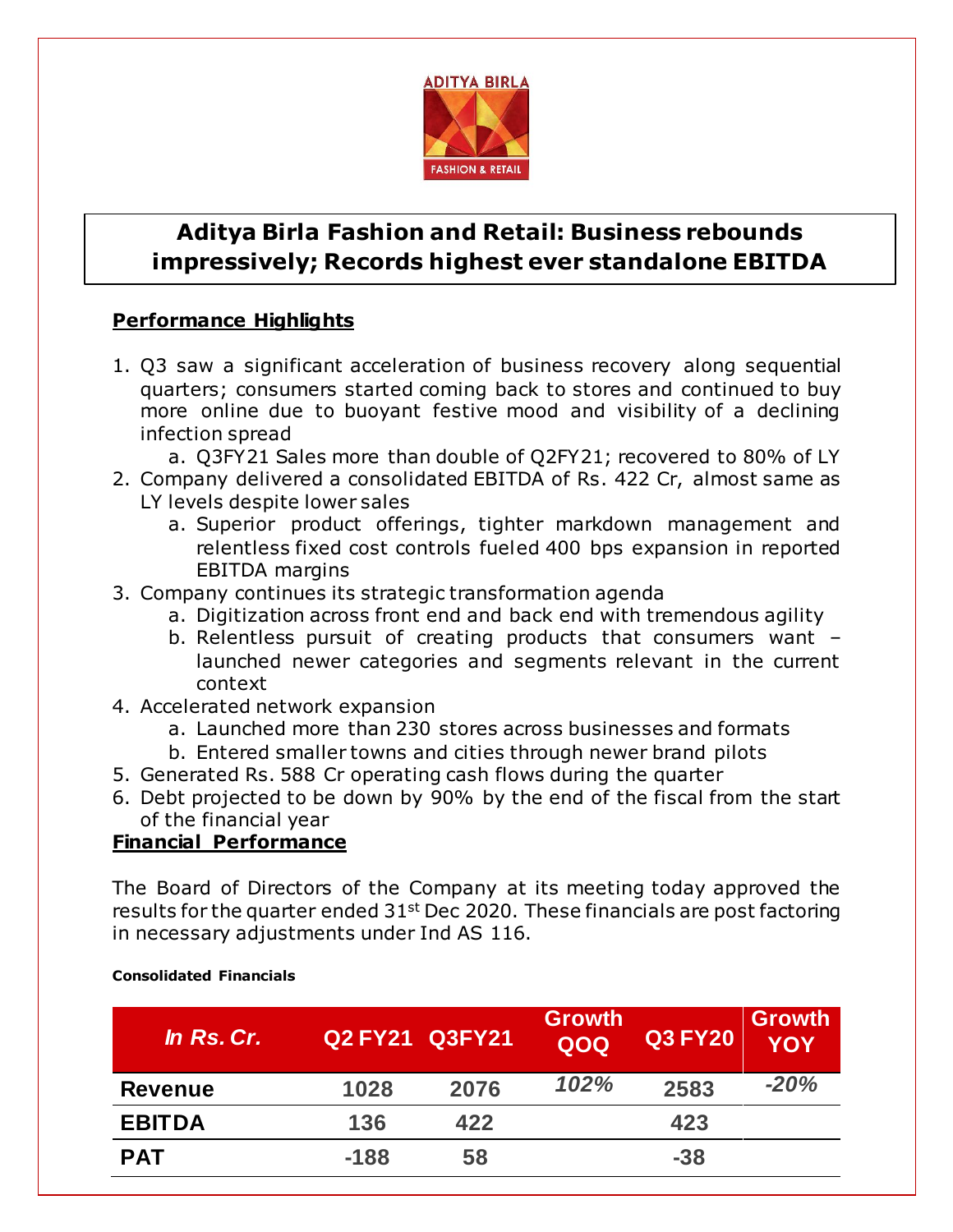# Aditya Birla Fashion and Retail: Business rebounds impressively; Records highest ever standalone EBITDA

## Performance Highlights

1. Q3 saw a significant acceleration of business recovery along sequential quarters; consumers started coming back to stores and continued to buy more online due to buoyant festive mood and visibility of a declining infection spread
   a. Q3FY21 Sales more than double of Q2FY21; recovered to 80% of LY
2. Company delivered a consolidated EBITDA of Rs. 422 Cr, almost same as LY levels despite lower sales
   a. Superior product offerings, tighter markdown management and relentless fixed cost controls fueled 400 bps expansion in reported EBITDA margins
3. Company continues its strategic transformation agenda
   a. Digitization across front end and back end with tremendous agility
   b. Relentless pursuit of creating products that consumers want – launched newer categories and segments relevant in the current context
4. Accelerated network expansion
   a. Launched more than 230 stores across businesses and formats
   b. Entered smaller towns and cities through newer brand pilots
5. Generated Rs. 588 Cr operating cash flows during the quarter
6. Debt projected to be down by 90% by the end of the fiscal from the start of the financial year

## Financial Performance

The Board of Directors of the Company at its meeting today approved the results for the quarter ended 31st Dec 2020. These financials are post factoring in necessary adjustments under Ind AS 116.

**Consolidated Financials**

| *In Rs. Cr.* | Q2 FY21 | Q3FY21 | Growth QOQ | Q3 FY20 | Growth YOY |
|---|---|---|---|---|---|
| **Revenue** | 1028 | 2076 | *102%* | 2583 | *-20%* |
| **EBITDA** | 136 | 422 | | 423 | |
| **PAT** | -188 | 58 | | -38 | |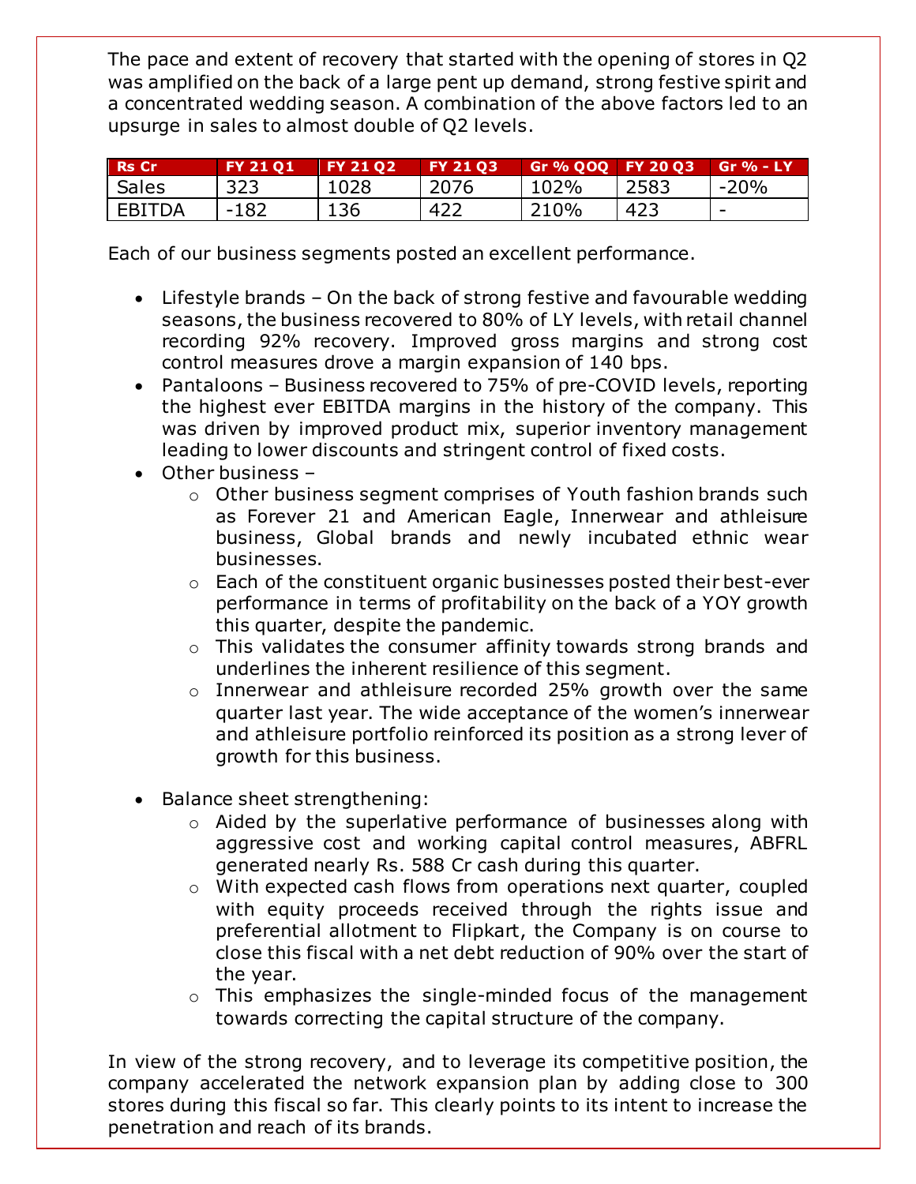The pace and extent of recovery that started with the opening of stores in Q2 was amplified on the back of a large pent up demand, strong festive spirit and a concentrated wedding season. A combination of the above factors led to an upsurge in sales to almost double of Q2 levels.

| Rs Cr | FY 21 Q1 | FY 21 Q2 | FY 21 Q3 | Gr % QOQ | FY 20 Q3 | Gr % - LY |
|---|---|---|---|---|---|---|
| Sales | 323 | 1028 | 2076 | 102% | 2583 | -20% |
| EBITDA | -182 | 136 | 422 | 210% | 423 | - |

Each of our business segments posted an excellent performance.

- Lifestyle brands – On the back of strong festive and favourable wedding seasons, the business recovered to 80% of LY levels, with retail channel recording 92% recovery. Improved gross margins and strong cost control measures drove a margin expansion of 140 bps.
- Pantaloons – Business recovered to 75% of pre-COVID levels, reporting the highest ever EBITDA margins in the history of the company. This was driven by improved product mix, superior inventory management leading to lower discounts and stringent control of fixed costs.
- Other business –
  - Other business segment comprises of Youth fashion brands such as Forever 21 and American Eagle, Innerwear and athleisure business, Global brands and newly incubated ethnic wear businesses.
  - Each of the constituent organic businesses posted their best-ever performance in terms of profitability on the back of a YOY growth this quarter, despite the pandemic.
  - This validates the consumer affinity towards strong brands and underlines the inherent resilience of this segment.
  - Innerwear and athleisure recorded 25% growth over the same quarter last year. The wide acceptance of the women's innerwear and athleisure portfolio reinforced its position as a strong lever of growth for this business.

- Balance sheet strengthening:
  - Aided by the superlative performance of businesses along with aggressive cost and working capital control measures, ABFRL generated nearly Rs. 588 Cr cash during this quarter.
  - With expected cash flows from operations next quarter, coupled with equity proceeds received through the rights issue and preferential allotment to Flipkart, the Company is on course to close this fiscal with a net debt reduction of 90% over the start of the year.
  - This emphasizes the single-minded focus of the management towards correcting the capital structure of the company.

In view of the strong recovery, and to leverage its competitive position, the company accelerated the network expansion plan by adding close to 300 stores during this fiscal so far. This clearly points to its intent to increase the penetration and reach of its brands.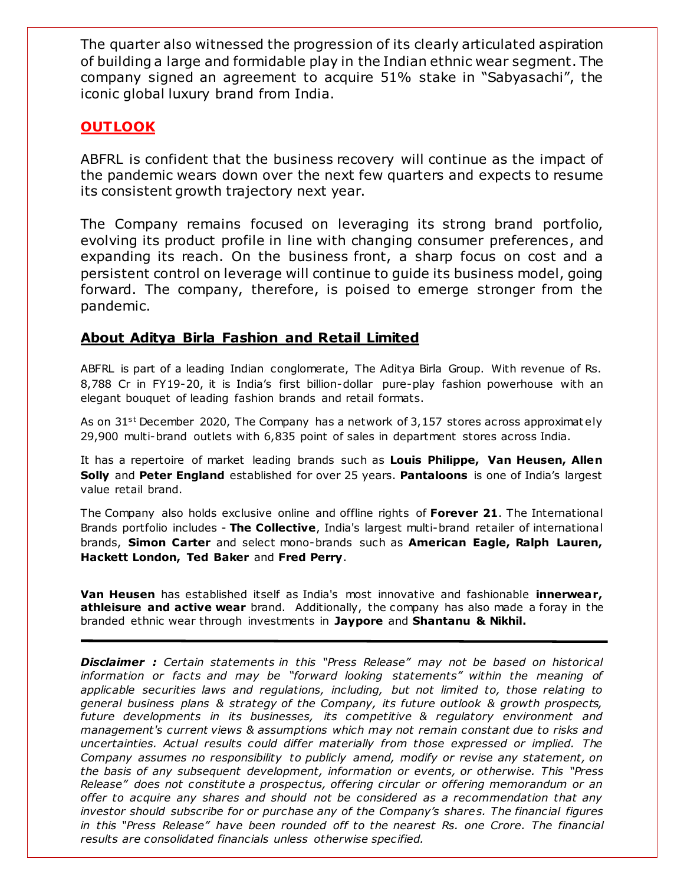The quarter also witnessed the progression of its clearly articulated aspiration of building a large and formidable play in the Indian ethnic wear segment. The company signed an agreement to acquire 51% stake in "Sabyasachi", the iconic global luxury brand from India.

## OUTLOOK

ABFRL is confident that the business recovery will continue as the impact of the pandemic wears down over the next few quarters and expects to resume its consistent growth trajectory next year.

The Company remains focused on leveraging its strong brand portfolio, evolving its product profile in line with changing consumer preferences, and expanding its reach. On the business front, a sharp focus on cost and a persistent control on leverage will continue to guide its business model, going forward. The company, therefore, is poised to emerge stronger from the pandemic.

## About Aditya Birla Fashion and Retail Limited

ABFRL is part of a leading Indian conglomerate, The Aditya Birla Group. With revenue of Rs. 8,788 Cr in FY19-20, it is India's first billion-dollar pure-play fashion powerhouse with an elegant bouquet of leading fashion brands and retail formats.

As on 31st December 2020, The Company has a network of 3,157 stores across approximately 29,900 multi-brand outlets with 6,835 point of sales in department stores across India.

It has a repertoire of market leading brands such as **Louis Philippe, Van Heusen, Allen Solly** and **Peter England** established for over 25 years. **Pantaloons** is one of India's largest value retail brand.

The Company also holds exclusive online and offline rights of **Forever 21**. The International Brands portfolio includes - **The Collective**, India's largest multi-brand retailer of international brands, **Simon Carter** and select mono-brands such as **American Eagle, Ralph Lauren, Hackett London, Ted Baker** and **Fred Perry**.

**Van Heusen** has established itself as India's most innovative and fashionable **innerwear, athleisure and active wear** brand. Additionally, the company has also made a foray in the branded ethnic wear through investments in **Jaypore** and **Shantanu & Nikhil.**

---

***Disclaimer :*** *Certain statements in this "Press Release" may not be based on historical information or facts and may be "forward looking statements" within the meaning of applicable securities laws and regulations, including, but not limited to, those relating to general business plans & strategy of the Company, its future outlook & growth prospects, future developments in its businesses, its competitive & regulatory environment and management's current views & assumptions which may not remain constant due to risks and uncertainties. Actual results could differ materially from those expressed or implied. The Company assumes no responsibility to publicly amend, modify or revise any statement, on the basis of any subsequent development, information or events, or otherwise. This "Press Release" does not constitute a prospectus, offering circular or offering memorandum or an offer to acquire any shares and should not be considered as a recommendation that any investor should subscribe for or purchase any of the Company's shares. The financial figures in this "Press Release" have been rounded off to the nearest Rs. one Crore. The financial results are consolidated financials unless otherwise specified.*